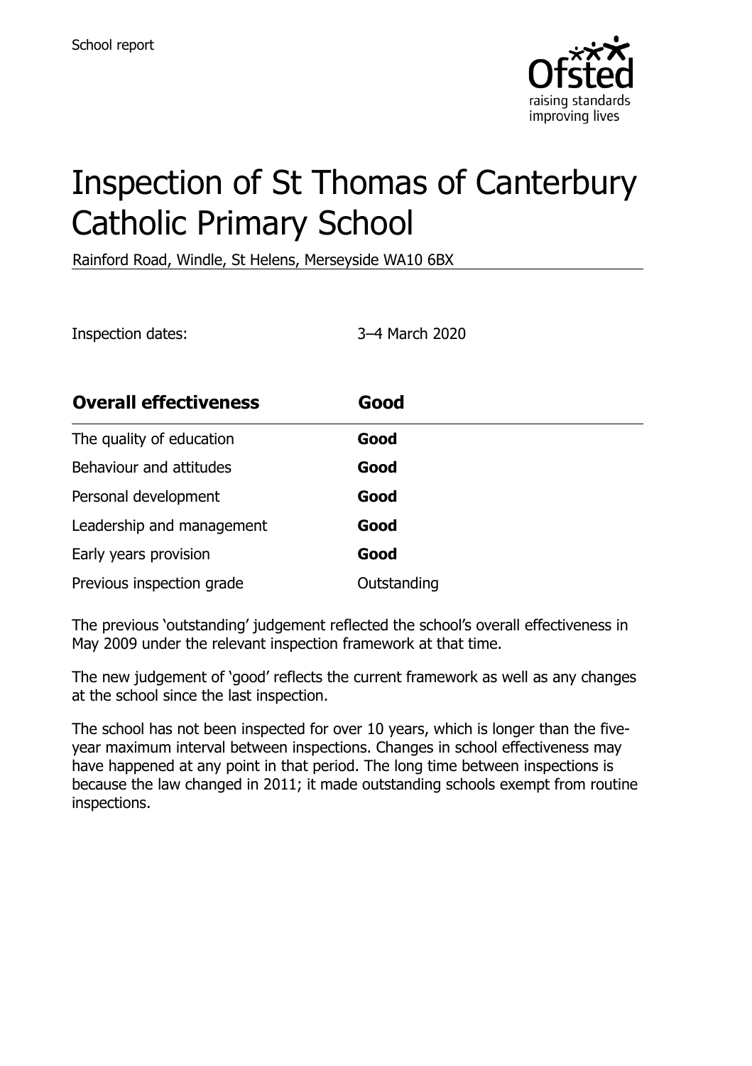School report

# Inspection of St Thomas of Canterbury Catholic Primary School

Rainford Road, Windle, St Helens, Merseyside WA10 6BX

Inspection dates: 3–4 March 2020

| **Overall effectiveness** | **Good** |
|---|---|
| The quality of education | **Good** |
| Behaviour and attitudes | **Good** |
| Personal development | **Good** |
| Leadership and management | **Good** |
| Early years provision | **Good** |
| Previous inspection grade | Outstanding |

The previous 'outstanding' judgement reflected the school's overall effectiveness in May 2009 under the relevant inspection framework at that time.

The new judgement of 'good' reflects the current framework as well as any changes at the school since the last inspection.

The school has not been inspected for over 10 years, which is longer than the five-year maximum interval between inspections. Changes in school effectiveness may have happened at any point in that period. The long time between inspections is because the law changed in 2011; it made outstanding schools exempt from routine inspections.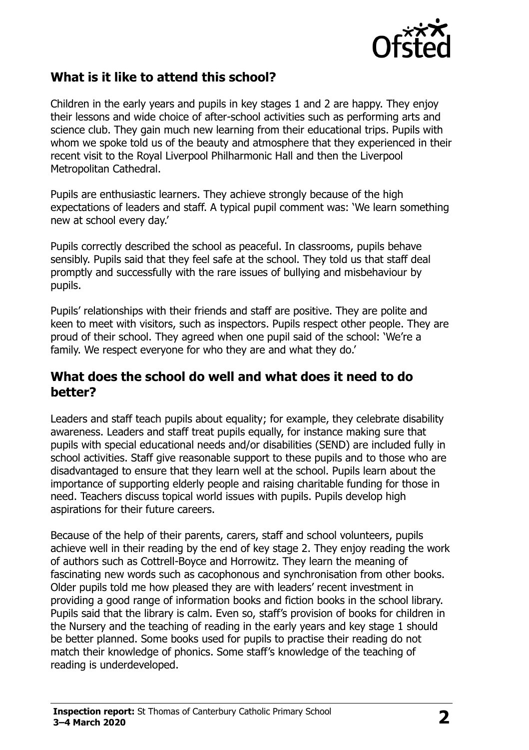## What is it like to attend this school?

Children in the early years and pupils in key stages 1 and 2 are happy. They enjoy their lessons and wide choice of after-school activities such as performing arts and science club. They gain much new learning from their educational trips. Pupils with whom we spoke told us of the beauty and atmosphere that they experienced in their recent visit to the Royal Liverpool Philharmonic Hall and then the Liverpool Metropolitan Cathedral.

Pupils are enthusiastic learners. They achieve strongly because of the high expectations of leaders and staff. A typical pupil comment was: 'We learn something new at school every day.'

Pupils correctly described the school as peaceful. In classrooms, pupils behave sensibly. Pupils said that they feel safe at the school. They told us that staff deal promptly and successfully with the rare issues of bullying and misbehaviour by pupils.

Pupils' relationships with their friends and staff are positive. They are polite and keen to meet with visitors, such as inspectors. Pupils respect other people. They are proud of their school. They agreed when one pupil said of the school: 'We're a family. We respect everyone for who they are and what they do.'

## What does the school do well and what does it need to do better?

Leaders and staff teach pupils about equality; for example, they celebrate disability awareness. Leaders and staff treat pupils equally, for instance making sure that pupils with special educational needs and/or disabilities (SEND) are included fully in school activities. Staff give reasonable support to these pupils and to those who are disadvantaged to ensure that they learn well at the school. Pupils learn about the importance of supporting elderly people and raising charitable funding for those in need. Teachers discuss topical world issues with pupils. Pupils develop high aspirations for their future careers.

Because of the help of their parents, carers, staff and school volunteers, pupils achieve well in their reading by the end of key stage 2. They enjoy reading the work of authors such as Cottrell-Boyce and Horrowitz. They learn the meaning of fascinating new words such as cacophonous and synchronisation from other books. Older pupils told me how pleased they are with leaders' recent investment in providing a good range of information books and fiction books in the school library. Pupils said that the library is calm. Even so, staff's provision of books for children in the Nursery and the teaching of reading in the early years and key stage 1 should be better planned. Some books used for pupils to practise their reading do not match their knowledge of phonics. Some staff's knowledge of the teaching of reading is underdeveloped.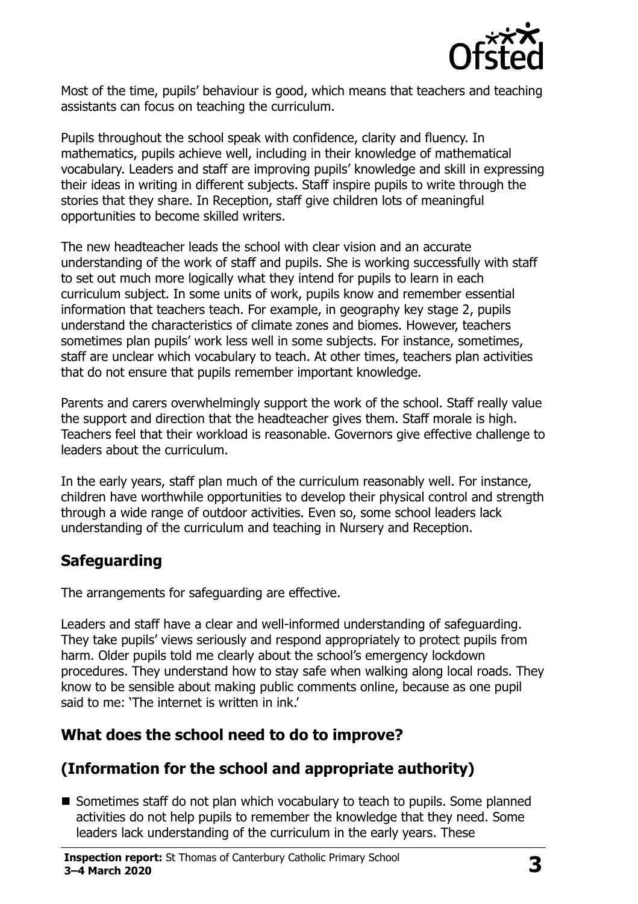Most of the time, pupils' behaviour is good, which means that teachers and teaching assistants can focus on teaching the curriculum.

Pupils throughout the school speak with confidence, clarity and fluency. In mathematics, pupils achieve well, including in their knowledge of mathematical vocabulary. Leaders and staff are improving pupils' knowledge and skill in expressing their ideas in writing in different subjects. Staff inspire pupils to write through the stories that they share. In Reception, staff give children lots of meaningful opportunities to become skilled writers.

The new headteacher leads the school with clear vision and an accurate understanding of the work of staff and pupils. She is working successfully with staff to set out much more logically what they intend for pupils to learn in each curriculum subject. In some units of work, pupils know and remember essential information that teachers teach. For example, in geography key stage 2, pupils understand the characteristics of climate zones and biomes. However, teachers sometimes plan pupils' work less well in some subjects. For instance, sometimes, staff are unclear which vocabulary to teach. At other times, teachers plan activities that do not ensure that pupils remember important knowledge.

Parents and carers overwhelmingly support the work of the school. Staff really value the support and direction that the headteacher gives them. Staff morale is high. Teachers feel that their workload is reasonable. Governors give effective challenge to leaders about the curriculum.

In the early years, staff plan much of the curriculum reasonably well. For instance, children have worthwhile opportunities to develop their physical control and strength through a wide range of outdoor activities. Even so, some school leaders lack understanding of the curriculum and teaching in Nursery and Reception.

## Safeguarding

The arrangements for safeguarding are effective.

Leaders and staff have a clear and well-informed understanding of safeguarding. They take pupils' views seriously and respond appropriately to protect pupils from harm. Older pupils told me clearly about the school's emergency lockdown procedures. They understand how to stay safe when walking along local roads. They know to be sensible about making public comments online, because as one pupil said to me: 'The internet is written in ink.'

## What does the school need to do to improve?

## (Information for the school and appropriate authority)

- Sometimes staff do not plan which vocabulary to teach to pupils. Some planned activities do not help pupils to remember the knowledge that they need. Some leaders lack understanding of the curriculum in the early years. These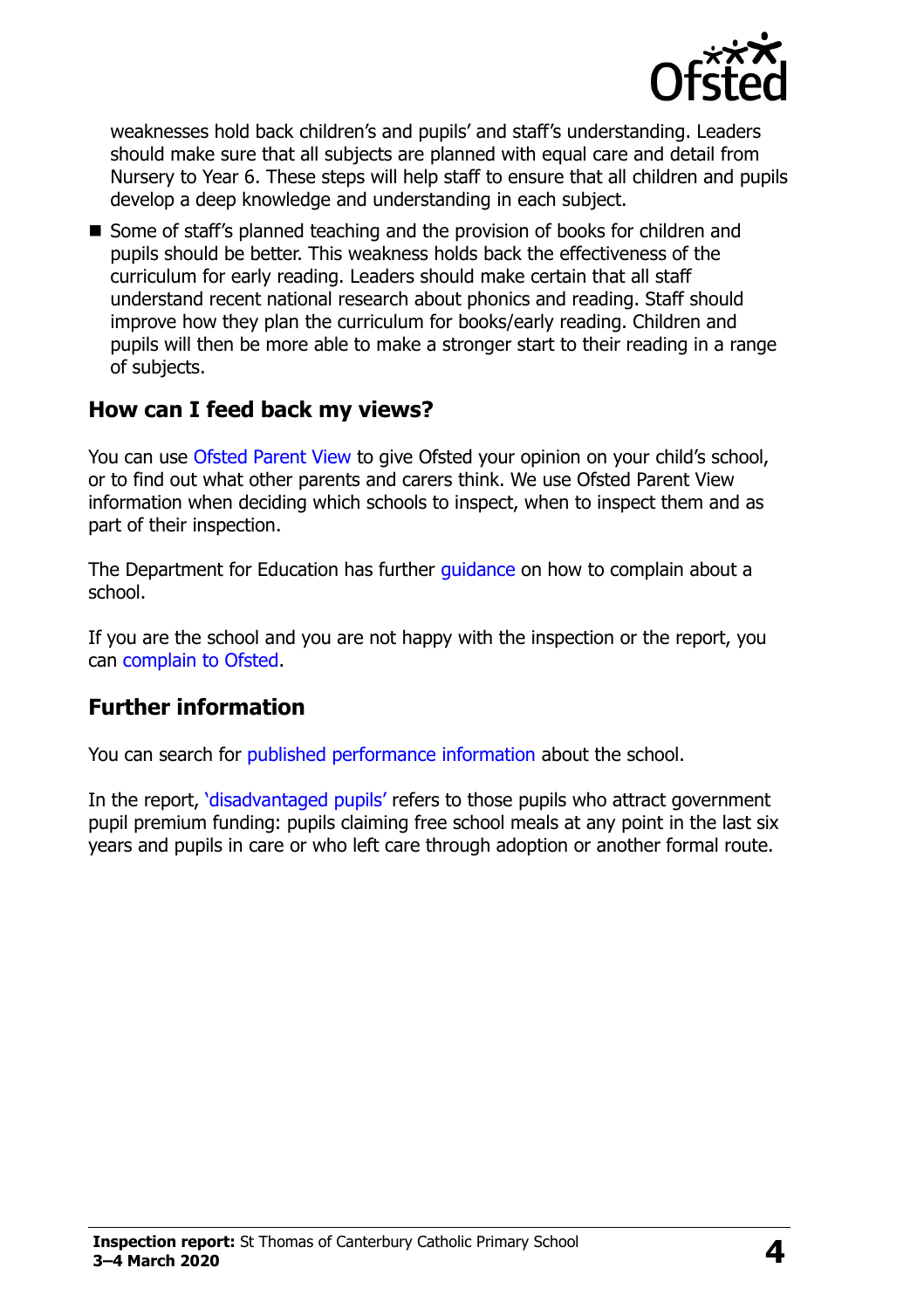weaknesses hold back children's and pupils' and staff's understanding. Leaders should make sure that all subjects are planned with equal care and detail from Nursery to Year 6. These steps will help staff to ensure that all children and pupils develop a deep knowledge and understanding in each subject.

- Some of staff's planned teaching and the provision of books for children and pupils should be better. This weakness holds back the effectiveness of the curriculum for early reading. Leaders should make certain that all staff understand recent national research about phonics and reading. Staff should improve how they plan the curriculum for books/early reading. Children and pupils will then be more able to make a stronger start to their reading in a range of subjects.

## How can I feed back my views?

You can use Ofsted Parent View to give Ofsted your opinion on your child's school, or to find out what other parents and carers think. We use Ofsted Parent View information when deciding which schools to inspect, when to inspect them and as part of their inspection.

The Department for Education has further guidance on how to complain about a school.

If you are the school and you are not happy with the inspection or the report, you can complain to Ofsted.

## Further information

You can search for published performance information about the school.

In the report, 'disadvantaged pupils' refers to those pupils who attract government pupil premium funding: pupils claiming free school meals at any point in the last six years and pupils in care or who left care through adoption or another formal route.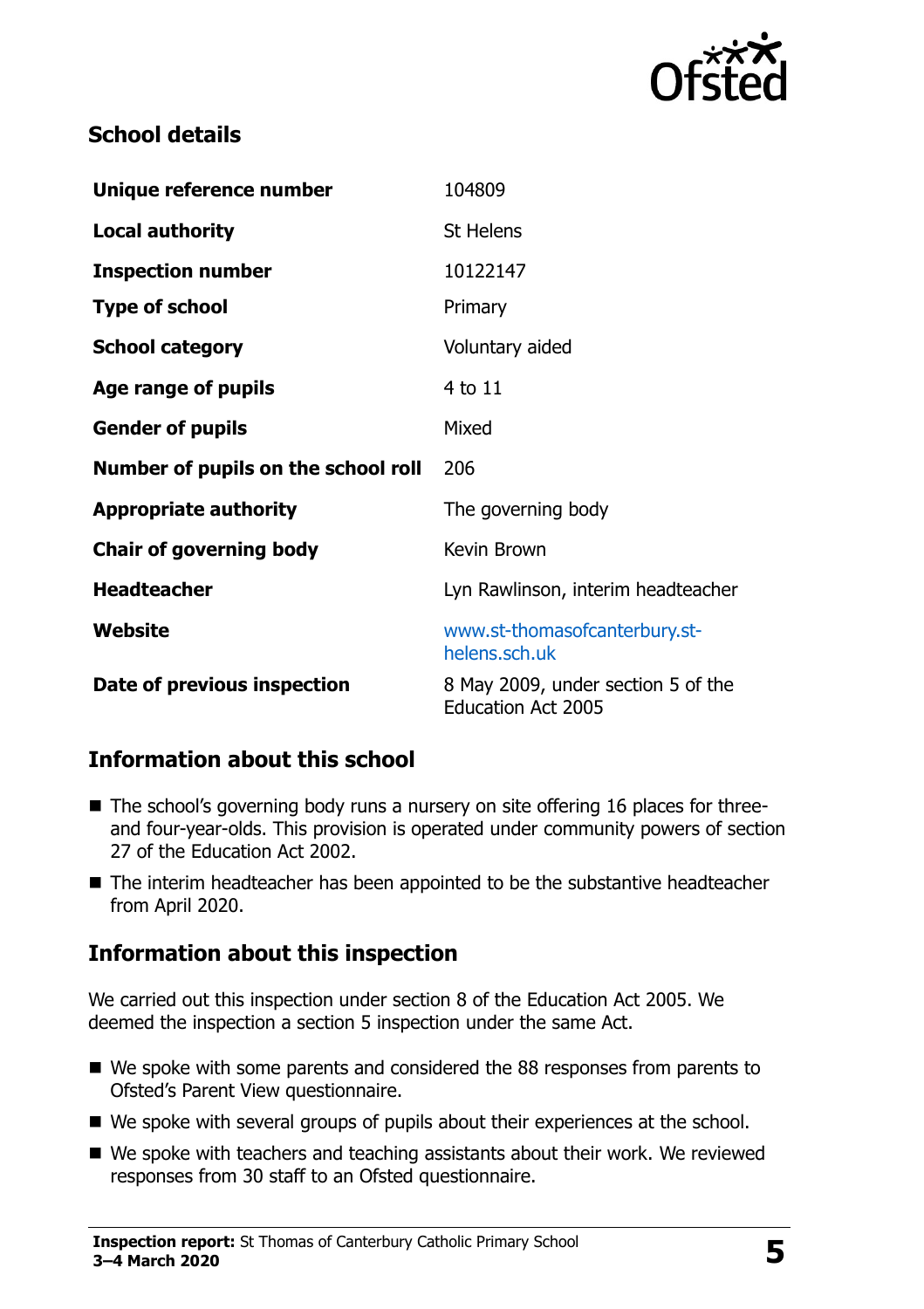## School details

| | |
|---|---|
| **Unique reference number** | 104809 |
| **Local authority** | St Helens |
| **Inspection number** | 10122147 |
| **Type of school** | Primary |
| **School category** | Voluntary aided |
| **Age range of pupils** | 4 to 11 |
| **Gender of pupils** | Mixed |
| **Number of pupils on the school roll** | 206 |
| **Appropriate authority** | The governing body |
| **Chair of governing body** | Kevin Brown |
| **Headteacher** | Lyn Rawlinson, interim headteacher |
| **Website** | www.st-thomasofcanterbury.st-helens.sch.uk |
| **Date of previous inspection** | 8 May 2009, under section 5 of the Education Act 2005 |

## Information about this school

- The school's governing body runs a nursery on site offering 16 places for three- and four-year-olds. This provision is operated under community powers of section 27 of the Education Act 2002.
- The interim headteacher has been appointed to be the substantive headteacher from April 2020.

## Information about this inspection

We carried out this inspection under section 8 of the Education Act 2005. We deemed the inspection a section 5 inspection under the same Act.

- We spoke with some parents and considered the 88 responses from parents to Ofsted's Parent View questionnaire.
- We spoke with several groups of pupils about their experiences at the school.
- We spoke with teachers and teaching assistants about their work. We reviewed responses from 30 staff to an Ofsted questionnaire.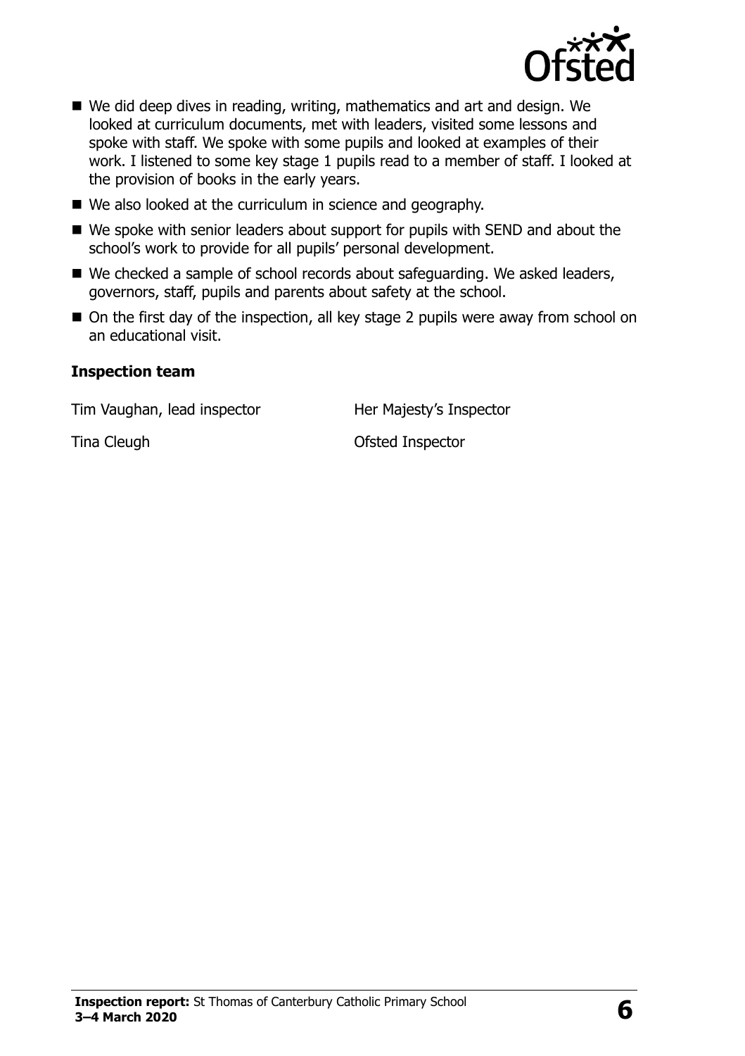- We did deep dives in reading, writing, mathematics and art and design. We looked at curriculum documents, met with leaders, visited some lessons and spoke with staff. We spoke with some pupils and looked at examples of their work. I listened to some key stage 1 pupils read to a member of staff. I looked at the provision of books in the early years.
- We also looked at the curriculum in science and geography.
- We spoke with senior leaders about support for pupils with SEND and about the school's work to provide for all pupils' personal development.
- We checked a sample of school records about safeguarding. We asked leaders, governors, staff, pupils and parents about safety at the school.
- On the first day of the inspection, all key stage 2 pupils were away from school on an educational visit.

### Inspection team

| | |
|---|---|
| Tim Vaughan, lead inspector | Her Majesty's Inspector |
| Tina Cleugh | Ofsted Inspector |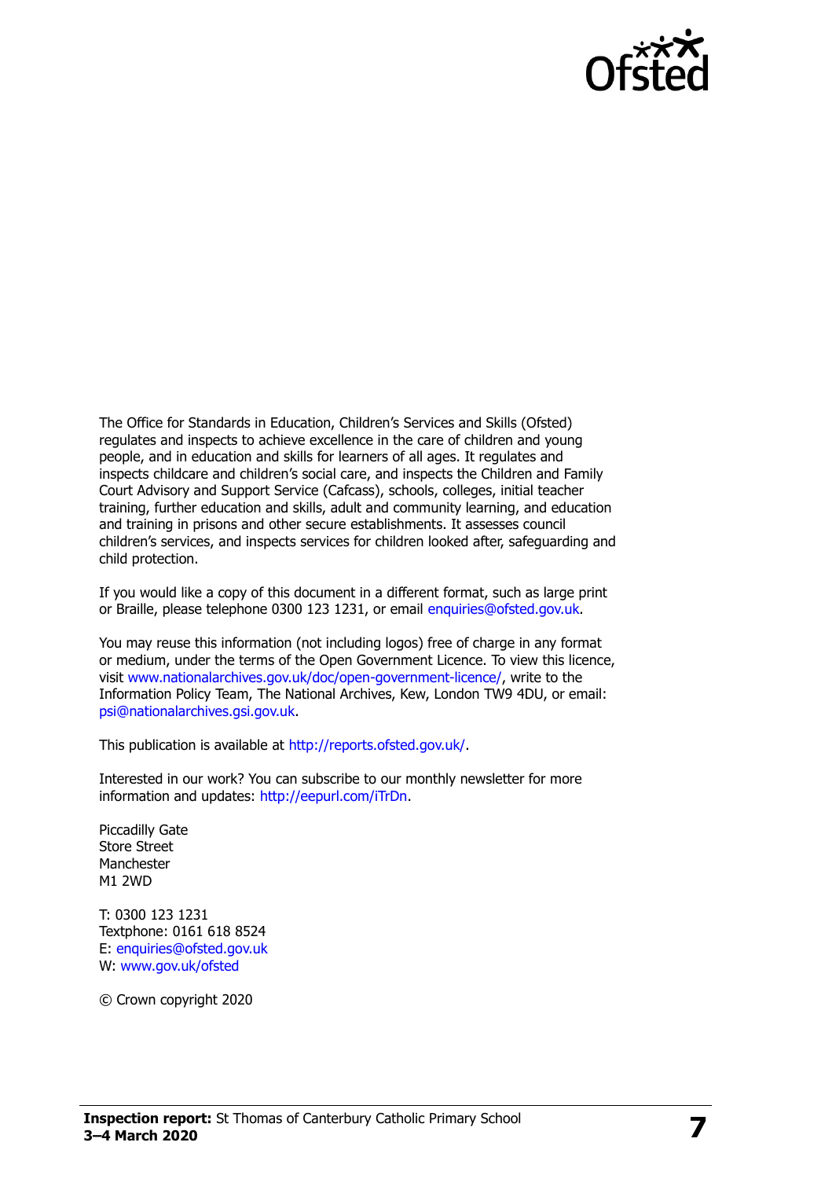The Office for Standards in Education, Children's Services and Skills (Ofsted) regulates and inspects to achieve excellence in the care of children and young people, and in education and skills for learners of all ages. It regulates and inspects childcare and children's social care, and inspects the Children and Family Court Advisory and Support Service (Cafcass), schools, colleges, initial teacher training, further education and skills, adult and community learning, and education and training in prisons and other secure establishments. It assesses council children's services, and inspects services for children looked after, safeguarding and child protection.

If you would like a copy of this document in a different format, such as large print or Braille, please telephone 0300 123 1231, or email enquiries@ofsted.gov.uk.

You may reuse this information (not including logos) free of charge in any format or medium, under the terms of the Open Government Licence. To view this licence, visit www.nationalarchives.gov.uk/doc/open-government-licence/, write to the Information Policy Team, The National Archives, Kew, London TW9 4DU, or email: psi@nationalarchives.gsi.gov.uk.

This publication is available at http://reports.ofsted.gov.uk/.

Interested in our work? You can subscribe to our monthly newsletter for more information and updates: http://eepurl.com/iTrDn.

Piccadilly Gate
Store Street
Manchester
M1 2WD

T: 0300 123 1231
Textphone: 0161 618 8524
E: enquiries@ofsted.gov.uk
W: www.gov.uk/ofsted

© Crown copyright 2020